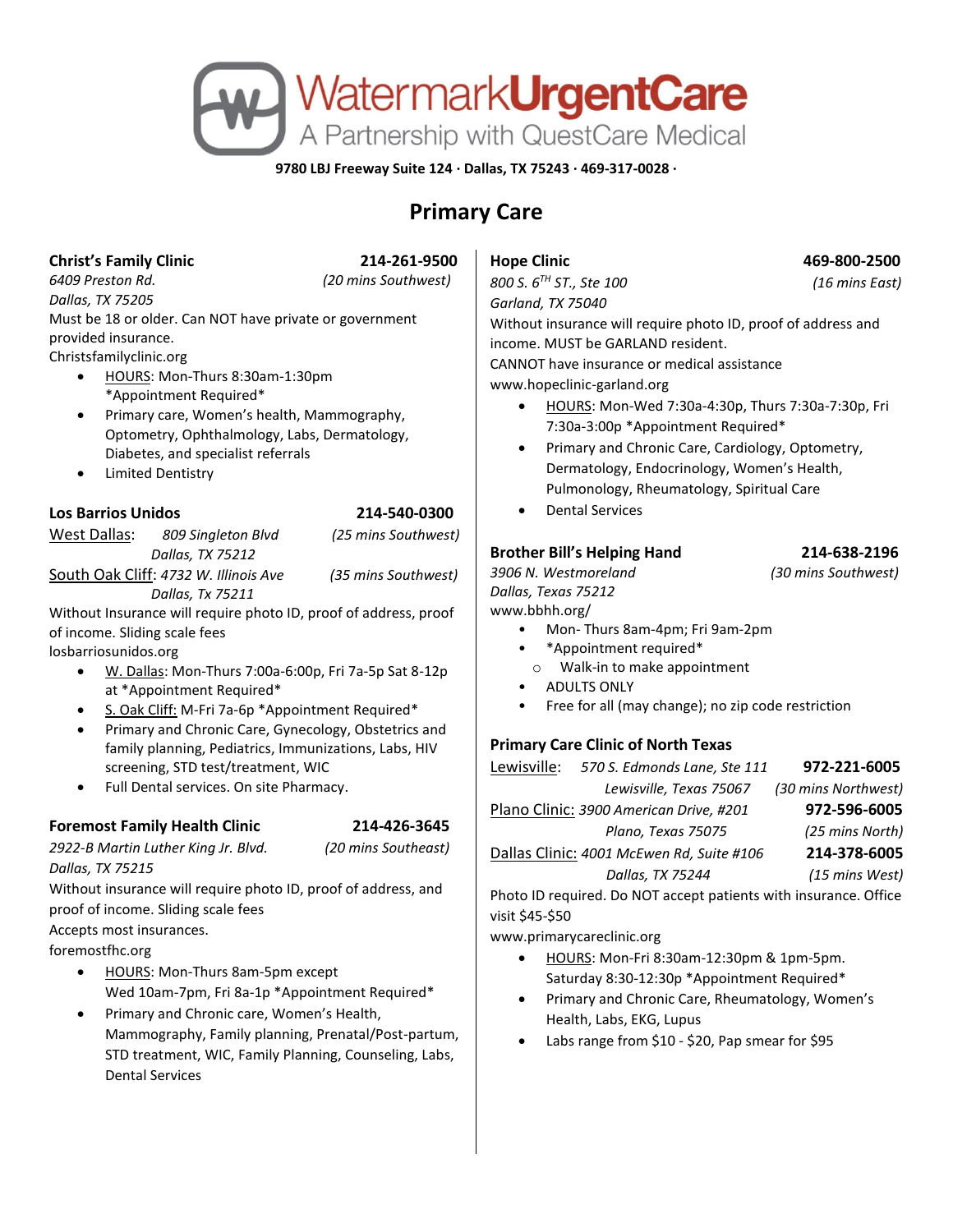# WatermarkUrgentCare

A Partnership with QuestCare Medical

**9780 LBJ Freeway Suite 124 · Dallas, TX 75243 · 469-317-0028 ·**

## Primary Care

**Christ's Family Clinic** **214-261-9500**
*6409 Preston Rd.* *(20 mins Southwest)*
*Dallas, TX 75205*
Must be 18 or older. Can NOT have private or government provided insurance.
Christsfamilyclinic.org

- HOURS: Mon-Thurs 8:30am-1:30pm *Appointment Required*
- Primary care, Women's health, Mammography, Optometry, Ophthalmology, Labs, Dermatology, Diabetes, and specialist referrals
- Limited Dentistry

**Los Barrios Unidos** **214-540-0300**
West Dallas: *809 Singleton Blvd* *(25 mins Southwest)*
*Dallas, TX 75212*
South Oak Cliff: *4732 W. Illinois Ave* *(35 mins Southwest)*
*Dallas, Tx 75211*
Without Insurance will require photo ID, proof of address, proof of income. Sliding scale fees
losbarriosunidos.org

- W. Dallas: Mon-Thurs 7:00a-6:00p, Fri 7a-5p Sat 8-12p at *Appointment Required*
- S. Oak Cliff: M-Fri 7a-6p *Appointment Required*
- Primary and Chronic Care, Gynecology, Obstetrics and family planning, Pediatrics, Immunizations, Labs, HIV screening, STD test/treatment, WIC
- Full Dental services. On site Pharmacy.

**Foremost Family Health Clinic** **214-426-3645**
*2922-B Martin Luther King Jr. Blvd.* *(20 mins Southeast)*
*Dallas, TX 75215*
Without insurance will require photo ID, proof of address, and proof of income. Sliding scale fees
Accepts most insurances.
foremostfhc.org

- HOURS: Mon-Thurs 8am-5pm except Wed 10am-7pm, Fri 8a-1p *Appointment Required*
- Primary and Chronic care, Women's Health, Mammography, Family planning, Prenatal/Post-partum, STD treatment, WIC, Family Planning, Counseling, Labs, Dental Services

**Hope Clinic** **469-800-2500**
*800 S. 6TH ST., Ste 100* *(16 mins East)*
*Garland, TX 75040*
Without insurance will require photo ID, proof of address and income. MUST be GARLAND resident.
CANNOT have insurance or medical assistance
www.hopeclinic-garland.org

- HOURS: Mon-Wed 7:30a-4:30p, Thurs 7:30a-7:30p, Fri 7:30a-3:00p *Appointment Required*
- Primary and Chronic Care, Cardiology, Optometry, Dermatology, Endocrinology, Women's Health, Pulmonology, Rheumatology, Spiritual Care
- Dental Services

**Brother Bill's Helping Hand** **214-638-2196**
*3906 N. Westmoreland* *(30 mins Southwest)*
*Dallas, Texas 75212*
www.bbhh.org/

- Mon- Thurs 8am-4pm; Fri 9am-2pm
- *Appointment required*
  - Walk-in to make appointment
- ADULTS ONLY
- Free for all (may change); no zip code restriction

**Primary Care Clinic of North Texas**
Lewisville: *570 S. Edmonds Lane, Ste 111* **972-221-6005**
*Lewisville, Texas 75067* *(30 mins Northwest)*
Plano Clinic: *3900 American Drive, #201* **972-596-6005**
*Plano, Texas 75075* *(25 mins North)*
Dallas Clinic: *4001 McEwen Rd, Suite #106* **214-378-6005**
*Dallas, TX 75244* *(15 mins West)*
Photo ID required. Do NOT accept patients with insurance. Office visit $45-$50
www.primarycareclinic.org

- HOURS: Mon-Fri 8:30am-12:30pm & 1pm-5pm. Saturday 8:30-12:30p *Appointment Required*
- Primary and Chronic Care, Rheumatology, Women's Health, Labs, EKG, Lupus
- Labs range from $10 - $20, Pap smear for $95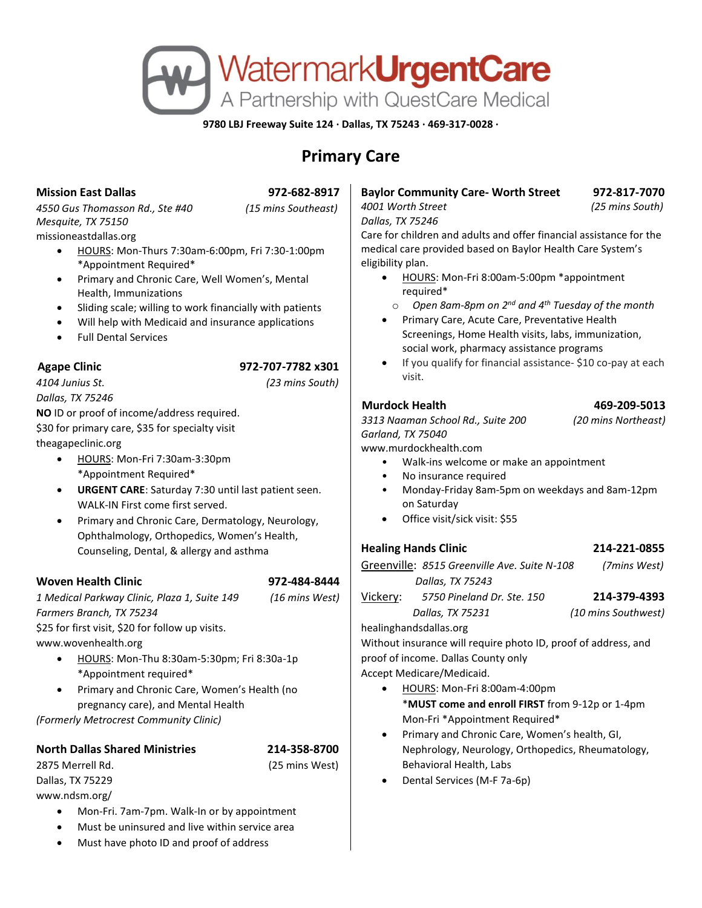# WatermarkUrgentCare

A Partnership with QuestCare Medical

**9780 LBJ Freeway Suite 124 · Dallas, TX 75243 · 469-317-0028 ·**

## Primary Care

**Mission East Dallas** **972-682-8917**
*4550 Gus Thomasson Rd., Ste #40* *(15 mins Southeast)*
*Mesquite, TX 75150*
missioneastdallas.org

- HOURS: Mon-Thurs 7:30am-6:00pm, Fri 7:30-1:00pm *Appointment Required*
- Primary and Chronic Care, Well Women's, Mental Health, Immunizations
- Sliding scale; willing to work financially with patients
- Will help with Medicaid and insurance applications
- Full Dental Services

**Agape Clinic** **972-707-7782 x301**
*4104 Junius St.* *(23 mins South)*
*Dallas, TX 75246*
**NO** ID or proof of income/address required.
$30 for primary care, $35 for specialty visit
theagapeclinic.org

- HOURS: Mon-Fri 7:30am-3:30pm *Appointment Required*
- **URGENT CARE**: Saturday 7:30 until last patient seen. WALK-IN First come first served.
- Primary and Chronic Care, Dermatology, Neurology, Ophthalmology, Orthopedics, Women's Health, Counseling, Dental, & allergy and asthma

**Woven Health Clinic** **972-484-8444**
*1 Medical Parkway Clinic, Plaza 1, Suite 149* *(16 mins West)*
*Farmers Branch, TX 75234*
$25 for first visit, $20 for follow up visits.
www.wovenhealth.org

- HOURS: Mon-Thu 8:30am-5:30pm; Fri 8:30a-1p *Appointment required*
- Primary and Chronic Care, Women's Health (no pregnancy care), and Mental Health

*(Formerly Metrocrest Community Clinic)*

**North Dallas Shared Ministries** **214-358-8700**
2875 Merrell Rd. (25 mins West)
Dallas, TX 75229
www.ndsm.org/

- Mon-Fri. 7am-7pm. Walk-In or by appointment
- Must be uninsured and live within service area
- Must have photo ID and proof of address

**Baylor Community Care- Worth Street** **972-817-7070**
*4001 Worth Street* *(25 mins South)*
*Dallas, TX 75246*
Care for children and adults and offer financial assistance for the medical care provided based on Baylor Health Care System's eligibility plan.

- HOURS: Mon-Fri 8:00am-5:00pm *appointment required*
  - *Open 8am-8pm on 2nd and 4th Tuesday of the month*
- Primary Care, Acute Care, Preventative Health Screenings, Home Health visits, labs, immunization, social work, pharmacy assistance programs
- If you qualify for financial assistance- $10 co-pay at each visit.

**Murdock Health** **469-209-5013**
*3313 Naaman School Rd., Suite 200* *(20 mins Northeast)*
*Garland, TX 75040*
www.murdockhealth.com

- Walk-ins welcome or make an appointment
- No insurance required
- Monday-Friday 8am-5pm on weekdays and 8am-12pm on Saturday
- Office visit/sick visit: $55

**Healing Hands Clinic** **214-221-0855**
Greenville: *8515 Greenville Ave. Suite N-108* *(7mins West)*
*Dallas, TX 75243*
Vickery: *5750 Pineland Dr. Ste. 150* **214-379-4393**
*Dallas, TX 75231* *(10 mins Southwest)*
healinghandsdallas.org
Without insurance will require photo ID, proof of address, and proof of income. Dallas County only
Accept Medicare/Medicaid.

- HOURS: Mon-Fri 8:00am-4:00pm *__MUST come and enroll FIRST__ from 9-12p or 1-4pm Mon-Fri *Appointment Required*
- Primary and Chronic Care, Women's health, GI, Nephrology, Neurology, Orthopedics, Rheumatology, Behavioral Health, Labs
- Dental Services (M-F 7a-6p)